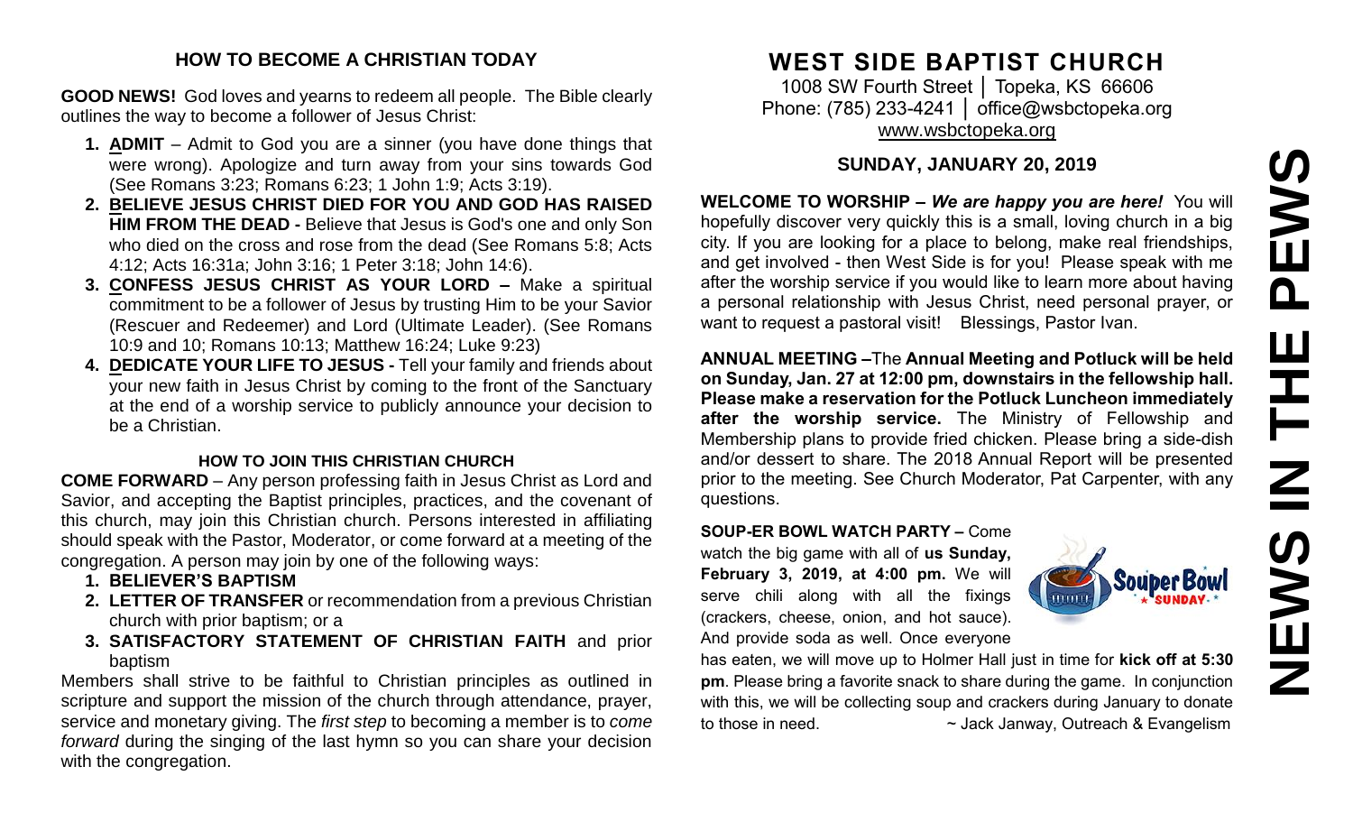## HOW TO BECOME A CHRISTIAN TODAY

**GOOD NEWS!** God loves and yearns to redeem all people. The Bible clearly outlines the way to become a follower of Jesus Christ:

1. **ADMIT** – Admit to God you are a sinner (you have done things that were wrong). Apologize and turn away from your sins towards God (See Romans 3:23; Romans 6:23; 1 John 1:9; Acts 3:19).
2. **BELIEVE JESUS CHRIST DIED FOR YOU AND GOD HAS RAISED HIM FROM THE DEAD -** Believe that Jesus is God's one and only Son who died on the cross and rose from the dead (See Romans 5:8; Acts 4:12; Acts 16:31a; John 3:16; 1 Peter 3:18; John 14:6).
3. **CONFESS JESUS CHRIST AS YOUR LORD –** Make a spiritual commitment to be a follower of Jesus by trusting Him to be your Savior (Rescuer and Redeemer) and Lord (Ultimate Leader). (See Romans 10:9 and 10; Romans 10:13; Matthew 16:24; Luke 9:23)
4. **DEDICATE YOUR LIFE TO JESUS -** Tell your family and friends about your new faith in Jesus Christ by coming to the front of the Sanctuary at the end of a worship service to publicly announce your decision to be a Christian.

### HOW TO JOIN THIS CHRISTIAN CHURCH

**COME FORWARD** – Any person professing faith in Jesus Christ as Lord and Savior, and accepting the Baptist principles, practices, and the covenant of this church, may join this Christian church. Persons interested in affiliating should speak with the Pastor, Moderator, or come forward at a meeting of the congregation. A person may join by one of the following ways:

1. **BELIEVER'S BAPTISM**
2. **LETTER OF TRANSFER** or recommendation from a previous Christian church with prior baptism; or a
3. **SATISFACTORY STATEMENT OF CHRISTIAN FAITH** and prior baptism

Members shall strive to be faithful to Christian principles as outlined in scripture and support the mission of the church through attendance, prayer, service and monetary giving. The *first step* to becoming a member is to *come forward* during the singing of the last hymn so you can share your decision with the congregation.

# WEST SIDE BAPTIST CHURCH

1008 SW Fourth Street │ Topeka, KS 66606
Phone: (785) 233-4241 │ office@wsbctopeka.org
www.wsbctopeka.org

### SUNDAY, JANUARY 20, 2019

**WELCOME TO WORSHIP –** ***We are happy you are here!*** You will hopefully discover very quickly this is a small, loving church in a big city. If you are looking for a place to belong, make real friendships, and get involved - then West Side is for you! Please speak with me after the worship service if you would like to learn more about having a personal relationship with Jesus Christ, need personal prayer, or want to request a pastoral visit! Blessings, Pastor Ivan.

**ANNUAL MEETING –**The **Annual Meeting and Potluck will be held on Sunday, Jan. 27 at 12:00 pm, downstairs in the fellowship hall. Please make a reservation for the Potluck Luncheon immediately after the worship service.** The Ministry of Fellowship and Membership plans to provide fried chicken. Please bring a side-dish and/or dessert to share. The 2018 Annual Report will be presented prior to the meeting. See Church Moderator, Pat Carpenter, with any questions.

**SOUP-ER BOWL WATCH PARTY –** Come watch the big game with all of **us Sunday, February 3, 2019, at 4:00 pm.** We will serve chili along with all the fixings (crackers, cheese, onion, and hot sauce). And provide soda as well. Once everyone has eaten, we will move up to Holmer Hall just in time for **kick off at 5:30 pm**. Please bring a favorite snack to share during the game. In conjunction with this, we will be collecting soup and crackers during January to donate to those in need. ~ Jack Janway, Outreach & Evangelism

# NEWS IN THE PEWS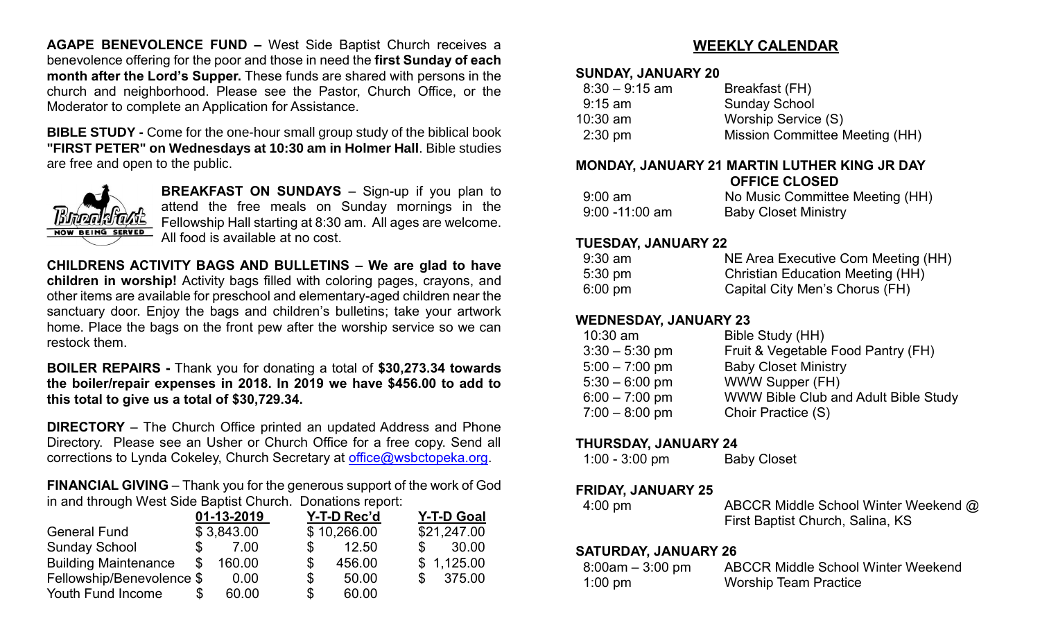**AGAPE BENEVOLENCE FUND –** West Side Baptist Church receives a benevolence offering for the poor and those in need the **first Sunday of each month after the Lord's Supper.** These funds are shared with persons in the church and neighborhood. Please see the Pastor, Church Office, or the Moderator to complete an Application for Assistance.

**BIBLE STUDY -** Come for the one-hour small group study of the biblical book **"FIRST PETER" on Wednesdays at 10:30 am in Holmer Hall**. Bible studies are free and open to the public.

**BREAKFAST ON SUNDAYS** – Sign-up if you plan to attend the free meals on Sunday mornings in the Fellowship Hall starting at 8:30 am. All ages are welcome. All food is available at no cost.

**CHILDRENS ACTIVITY BAGS AND BULLETINS – We are glad to have children in worship!** Activity bags filled with coloring pages, crayons, and other items are available for preschool and elementary-aged children near the sanctuary door. Enjoy the bags and children's bulletins; take your artwork home. Place the bags on the front pew after the worship service so we can restock them.

**BOILER REPAIRS -** Thank you for donating a total of **$30,273.34 towards the boiler/repair expenses in 2018. In 2019 we have $456.00 to add to this total to give us a total of $30,729.34.**

**DIRECTORY** – The Church Office printed an updated Address and Phone Directory. Please see an Usher or Church Office for a free copy. Send all corrections to Lynda Cokeley, Church Secretary at office@wsbctopeka.org.

**FINANCIAL GIVING** – Thank you for the generous support of the work of God in and through West Side Baptist Church. Donations report:

| | 01-13-2019 | Y-T-D Rec'd | Y-T-D Goal |
|---|---|---|---|
| General Fund | $ 3,843.00 | $ 10,266.00 | $21,247.00 |
| Sunday School | $ 7.00 | $ 12.50 | $ 30.00 |
| Building Maintenance | $ 160.00 | $ 456.00 | $ 1,125.00 |
| Fellowship/Benevolence | $ 0.00 | $ 50.00 | $ 375.00 |
| Youth Fund Income | $ 60.00 | $ 60.00 | |

## WEEKLY CALENDAR

**SUNDAY, JANUARY 20**

| | |
|---|---|
| 8:30 – 9:15 am | Breakfast (FH) |
| 9:15 am | Sunday School |
| 10:30 am | Worship Service (S) |
| 2:30 pm | Mission Committee Meeting (HH) |

**MONDAY, JANUARY 21 MARTIN LUTHER KING JR DAY**
**OFFICE CLOSED**

| | |
|---|---|
| 9:00 am | No Music Committee Meeting (HH) |
| 9:00 -11:00 am | Baby Closet Ministry |

**TUESDAY, JANUARY 22**

| | |
|---|---|
| 9:30 am | NE Area Executive Com Meeting (HH) |
| 5:30 pm | Christian Education Meeting (HH) |
| 6:00 pm | Capital City Men's Chorus (FH) |

**WEDNESDAY, JANUARY 23**

| | |
|---|---|
| 10:30 am | Bible Study (HH) |
| 3:30 – 5:30 pm | Fruit & Vegetable Food Pantry (FH) |
| 5:00 – 7:00 pm | Baby Closet Ministry |
| 5:30 – 6:00 pm | WWW Supper (FH) |
| 6:00 – 7:00 pm | WWW Bible Club and Adult Bible Study |
| 7:00 – 8:00 pm | Choir Practice (S) |

**THURSDAY, JANUARY 24**

| | |
|---|---|
| 1:00 - 3:00 pm | Baby Closet |

**FRIDAY, JANUARY 25**

| | |
|---|---|
| 4:00 pm | ABCCR Middle School Winter Weekend @ First Baptist Church, Salina, KS |

**SATURDAY, JANUARY 26**

| | |
|---|---|
| 8:00am – 3:00 pm | ABCCR Middle School Winter Weekend |
| 1:00 pm | Worship Team Practice |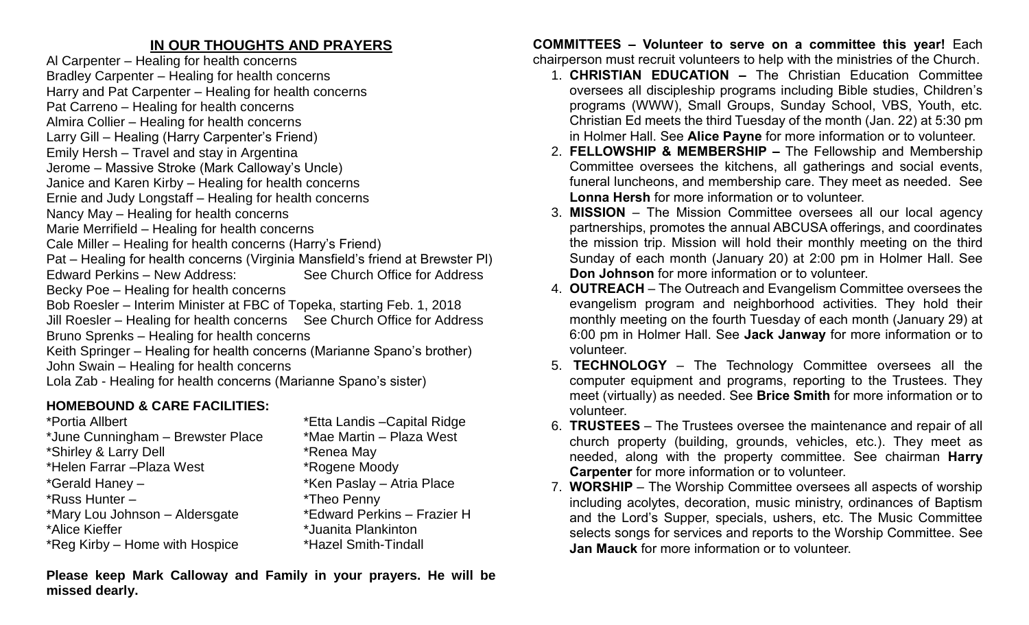## IN OUR THOUGHTS AND PRAYERS

Al Carpenter – Healing for health concerns
Bradley Carpenter – Healing for health concerns
Harry and Pat Carpenter – Healing for health concerns
Pat Carreno – Healing for health concerns
Almira Collier – Healing for health concerns
Larry Gill – Healing (Harry Carpenter's Friend)
Emily Hersh – Travel and stay in Argentina
Jerome – Massive Stroke (Mark Calloway's Uncle)
Janice and Karen Kirby – Healing for health concerns
Ernie and Judy Longstaff – Healing for health concerns
Nancy May – Healing for health concerns
Marie Merrifield – Healing for health concerns
Cale Miller – Healing for health concerns (Harry's Friend)
Pat – Healing for health concerns (Virginia Mansfield's friend at Brewster Pl)
Edward Perkins – New Address: See Church Office for Address
Becky Poe – Healing for health concerns
Bob Roesler – Interim Minister at FBC of Topeka, starting Feb. 1, 2018
Jill Roesler – Healing for health concerns See Church Office for Address
Bruno Sprenks – Healing for health concerns
Keith Springer – Healing for health concerns (Marianne Spano's brother)
John Swain – Healing for health concerns
Lola Zab - Healing for health concerns (Marianne Spano's sister)

### HOMEBOUND & CARE FACILITIES:

*Portia Allbert
*June Cunningham – Brewster Place
*Shirley & Larry Dell
*Helen Farrar –Plaza West
*Gerald Haney –
*Russ Hunter –
*Mary Lou Johnson – Aldersgate
*Alice Kieffer
*Reg Kirby – Home with Hospice
*Etta Landis –Capital Ridge
*Mae Martin – Plaza West
*Renea May
*Rogene Moody
*Ken Paslay – Atria Place
*Theo Penny
*Edward Perkins – Frazier H
*Juanita Plankinton
*Hazel Smith-Tindall

**Please keep Mark Calloway and Family in your prayers. He will be missed dearly.**

**COMMITTEES – Volunteer to serve on a committee this year!** Each chairperson must recruit volunteers to help with the ministries of the Church.

1. **CHRISTIAN EDUCATION –** The Christian Education Committee oversees all discipleship programs including Bible studies, Children's programs (WWW), Small Groups, Sunday School, VBS, Youth, etc. Christian Ed meets the third Tuesday of the month (Jan. 22) at 5:30 pm in Holmer Hall. See **Alice Payne** for more information or to volunteer.
2. **FELLOWSHIP & MEMBERSHIP –** The Fellowship and Membership Committee oversees the kitchens, all gatherings and social events, funeral luncheons, and membership care. They meet as needed. See **Lonna Hersh** for more information or to volunteer.
3. **MISSION** – The Mission Committee oversees all our local agency partnerships, promotes the annual ABCUSA offerings, and coordinates the mission trip. Mission will hold their monthly meeting on the third Sunday of each month (January 20) at 2:00 pm in Holmer Hall. See **Don Johnson** for more information or to volunteer.
4. **OUTREACH** – The Outreach and Evangelism Committee oversees the evangelism program and neighborhood activities. They hold their monthly meeting on the fourth Tuesday of each month (January 29) at 6:00 pm in Holmer Hall. See **Jack Janway** for more information or to volunteer.
5. **TECHNOLOGY** – The Technology Committee oversees all the computer equipment and programs, reporting to the Trustees. They meet (virtually) as needed. See **Brice Smith** for more information or to volunteer.
6. **TRUSTEES** – The Trustees oversee the maintenance and repair of all church property (building, grounds, vehicles, etc.). They meet as needed, along with the property committee. See chairman **Harry Carpenter** for more information or to volunteer.
7. **WORSHIP** – The Worship Committee oversees all aspects of worship including acolytes, decoration, music ministry, ordinances of Baptism and the Lord's Supper, specials, ushers, etc. The Music Committee selects songs for services and reports to the Worship Committee. See **Jan Mauck** for more information or to volunteer.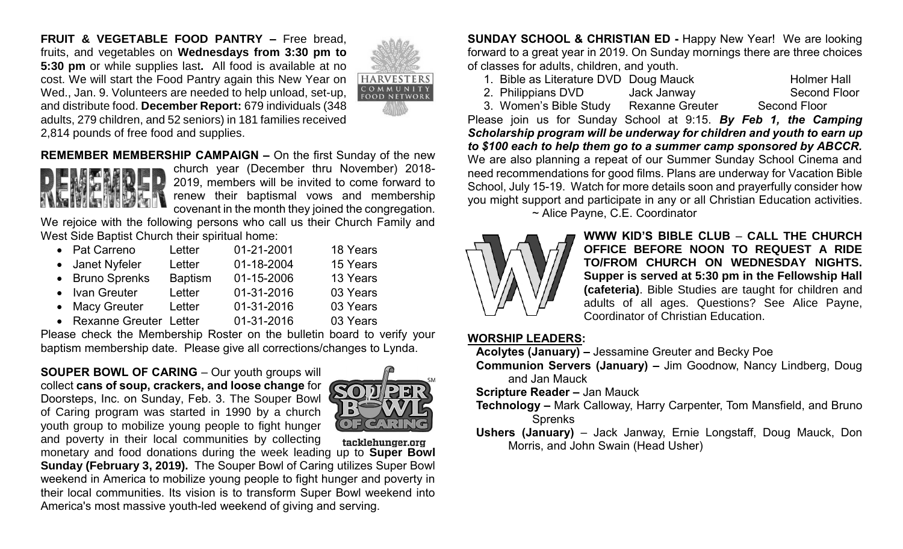**FRUIT & VEGETABLE FOOD PANTRY –** Free bread, fruits, and vegetables on **Wednesdays from 3:30 pm to 5:30 pm** or while supplies last**.** All food is available at no cost. We will start the Food Pantry again this New Year on Wed., Jan. 9. Volunteers are needed to help unload, set-up, and distribute food. **December Report:** 679 individuals (348 adults, 279 children, and 52 seniors) in 181 families received 2,814 pounds of free food and supplies.

**REMEMBER MEMBERSHIP CAMPAIGN –** On the first Sunday of the new church year (December thru November) 2018-2019, members will be invited to come forward to renew their baptismal vows and membership covenant in the month they joined the congregation. We rejoice with the following persons who call us their Church Family and West Side Baptist Church their spiritual home:

| | | | |
|---|---|---|---|
| • Pat Carreno | Letter | 01-21-2001 | 18 Years |
| • Janet Nyfeler | Letter | 01-18-2004 | 15 Years |
| • Bruno Sprenks | Baptism | 01-15-2006 | 13 Years |
| • Ivan Greuter | Letter | 01-31-2016 | 03 Years |
| • Macy Greuter | Letter | 01-31-2016 | 03 Years |
| • Rexanne Greuter | Letter | 01-31-2016 | 03 Years |

Please check the Membership Roster on the bulletin board to verify your baptism membership date. Please give all corrections/changes to Lynda.

**SOUPER BOWL OF CARING** – Our youth groups will collect **cans of soup, crackers, and loose change** for Doorsteps, Inc. on Sunday, Feb. 3. The Souper Bowl of Caring program was started in 1990 by a church youth group to mobilize young people to fight hunger and poverty in their local communities by collecting monetary and food donations during the week leading up to **Super Bowl Sunday (February 3, 2019).** The Souper Bowl of Caring utilizes Super Bowl weekend in America to mobilize young people to fight hunger and poverty in their local communities. Its vision is to transform Super Bowl weekend into America's most massive youth-led weekend of giving and serving.

**SUNDAY SCHOOL & CHRISTIAN ED -** Happy New Year! We are looking forward to a great year in 2019. On Sunday mornings there are three choices of classes for adults, children, and youth.

| | | |
|---|---|---|
| 1. Bible as Literature DVD | Doug Mauck | Holmer Hall |
| 2. Philippians DVD | Jack Janway | Second Floor |
| 3. Women's Bible Study | Rexanne Greuter | Second Floor |

Please join us for Sunday School at 9:15. ***By Feb 1, the Camping Scholarship program will be underway for children and youth to earn up to $100 each to help them go to a summer camp sponsored by ABCCR.*** We are also planning a repeat of our Summer Sunday School Cinema and need recommendations for good films. Plans are underway for Vacation Bible School, July 15-19. Watch for more details soon and prayerfully consider how you might support and participate in any or all Christian Education activities.
~ Alice Payne, C.E. Coordinator

**WWW KID'S BIBLE CLUB – CALL THE CHURCH OFFICE BEFORE NOON TO REQUEST A RIDE TO/FROM CHURCH ON WEDNESDAY NIGHTS. Supper is served at 5:30 pm in the Fellowship Hall (cafeteria)**. Bible Studies are taught for children and adults of all ages. Questions? See Alice Payne, Coordinator of Christian Education.

**WORSHIP LEADERS:**

**Acolytes (January) –** Jessamine Greuter and Becky Poe

**Communion Servers (January) –** Jim Goodnow, Nancy Lindberg, Doug and Jan Mauck

**Scripture Reader –** Jan Mauck

**Technology –** Mark Calloway, Harry Carpenter, Tom Mansfield, and Bruno Sprenks

**Ushers (January)** – Jack Janway, Ernie Longstaff, Doug Mauck, Don Morris, and John Swain (Head Usher)